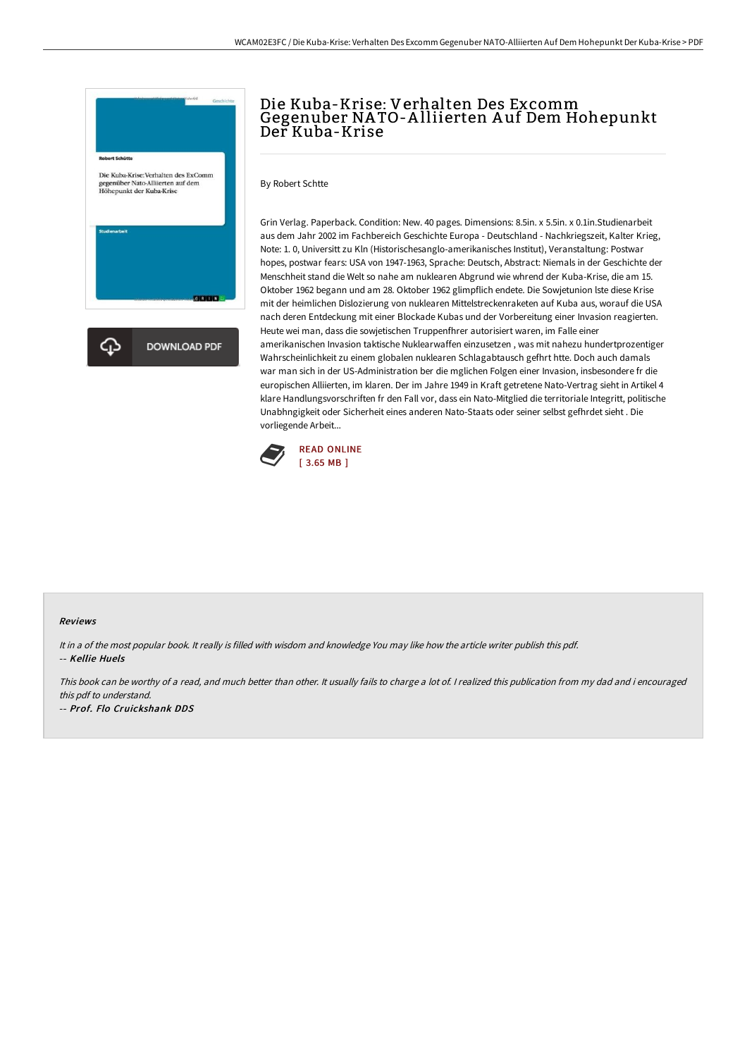# Die Kuba-Krise: Verhalten Des Excomm Gegenuber NATO-Alliierten Auf Dem Hohepunkt Der Kuba-Krise

By Robert Schtte

Grin Verlag. Paperback. Condition: New. 40 pages. Dimensions: 8.5in. x 5.5in. x 0.1in.Studienarbeit aus dem Jahr 2002 im Fachbereich Geschichte Europa - Deutschland - Nachkriegszeit, Kalter Krieg, Note: 1. 0, Universitt zu Kln (Historischesanglo-amerikanisches Institut), Veranstaltung: Postwar hopes, postwar fears: USA von 1947-1963, Sprache: Deutsch, Abstract: Niemals in der Geschichte der Menschheit stand die Welt so nahe am nuklearen Abgrund wie whrend der Kuba-Krise, die am 15. Oktober 1962 begann und am 28. Oktober 1962 glimpflich endete. Die Sowjetunion lste diese Krise mit der heimlichen Dislozierung von nuklearen Mittelstreckenraketen auf Kuba aus, worauf die USA nach deren Entdeckung mit einer Blockade Kubas und der Vorbereitung einer Invasion reagierten. Heute wei man, dass die sowjetischen Truppenfhrer autorisiert waren, im Falle einer amerikanischen Invasion taktische Nuklearwaffen einzusetzen , was mit nahezu hundertprozentiger Wahrscheinlichkeit zu einem globalen nuklearen Schlagabtausch gefhrt htte. Doch auch damals war man sich in der US-Administration ber die mglichen Folgen einer Invasion, insbesondere fr die europischen Alliierten, im klaren. Der im Jahre 1949 in Kraft getretene Nato-Vertrag sieht in Artikel 4 klare Handlungsvorschriften fr den Fall vor, dass ein Nato-Mitglied die territoriale Integritt, politische Unabhngigkeit oder Sicherheit eines anderen Nato-Staats oder seiner selbst gefhrdet sieht . Die vorliegende Arbeit...

READ ONLINE
[ 3.65 MB ]

### Reviews

*It in a of the most popular book. It really is filled with wisdom and knowledge You may like how the article writer publish this pdf.*
-- ***Kellie Huels***

*This book can be worthy of a read, and much better than other. It usually fails to charge a lot of. I realized this publication from my dad and i encouraged this pdf to understand.*
-- ***Prof. Flo Cruickshank DDS***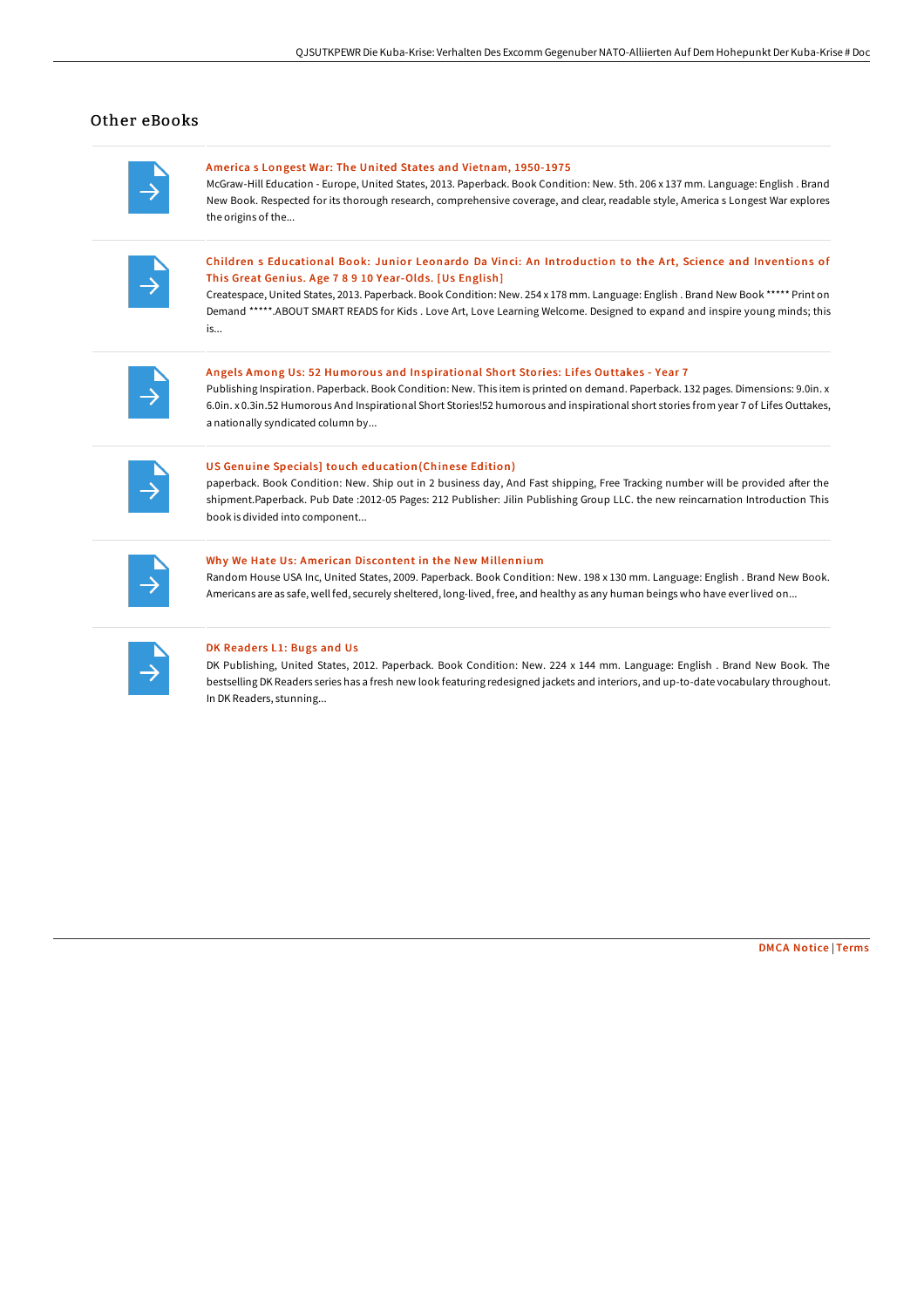## Other eBooks

### America s Longest War: The United States and Vietnam, 1950-1975

McGraw-Hill Education - Europe, United States, 2013. Paperback. Book Condition: New. 5th. 206 x 137 mm. Language: English . Brand New Book. Respected for its thorough research, comprehensive coverage, and clear, readable style, America s Longest War explores the origins of the...

### Children s Educational Book: Junior Leonardo Da Vinci: An Introduction to the Art, Science and Inventions of This Great Genius. Age 7 8 9 10 Year-Olds. [Us English]

Createspace, United States, 2013. Paperback. Book Condition: New. 254 x 178 mm. Language: English . Brand New Book ***** Print on Demand *****.ABOUT SMART READS for Kids . Love Art, Love Learning Welcome. Designed to expand and inspire young minds; this is...

### Angels Among Us: 52 Humorous and Inspirational Short Stories: Lifes Outtakes - Year 7

Publishing Inspiration. Paperback. Book Condition: New. This item is printed on demand. Paperback. 132 pages. Dimensions: 9.0in. x 6.0in. x 0.3in.52 Humorous And Inspirational Short Stories!52 humorous and inspirational short stories from year 7 of Lifes Outtakes, a nationally syndicated column by...

### US Genuine Specials] touch education(Chinese Edition)

paperback. Book Condition: New. Ship out in 2 business day, And Fast shipping, Free Tracking number will be provided after the shipment.Paperback. Pub Date :2012-05 Pages: 212 Publisher: Jilin Publishing Group LLC. the new reincarnation Introduction This book is divided into component...

### Why We Hate Us: American Discontent in the New Millennium

Random House USA Inc, United States, 2009. Paperback. Book Condition: New. 198 x 130 mm. Language: English . Brand New Book. Americans are as safe, well fed, securely sheltered, long-lived, free, and healthy as any human beings who have ever lived on...

### DK Readers L1: Bugs and Us

DK Publishing, United States, 2012. Paperback. Book Condition: New. 224 x 144 mm. Language: English . Brand New Book. The bestselling DK Readers series has a fresh new look featuring redesigned jackets and interiors, and up-to-date vocabulary throughout. In DK Readers, stunning...